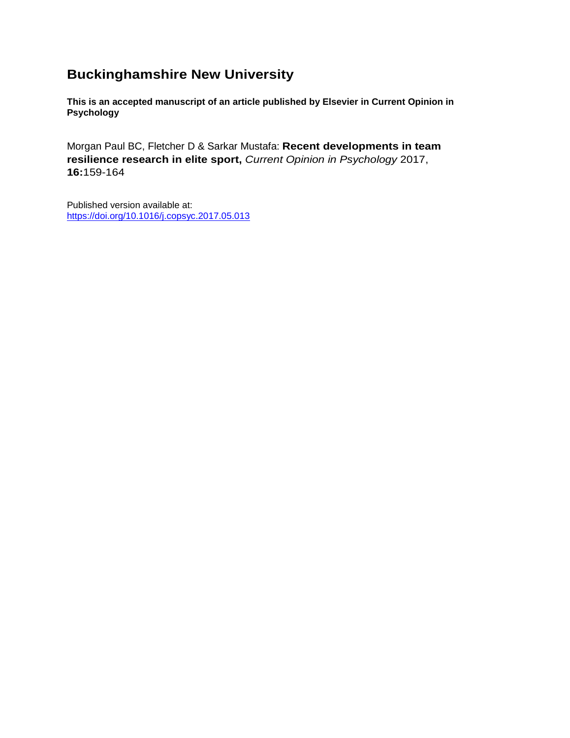# Buckinghamshire New University

**This is an accepted manuscript of an article published by Elsevier in Current Opinion in Psychology**

Morgan Paul BC, Fletcher D & Sarkar Mustafa: **Recent developments in team resilience research in elite sport,** *Current Opinion in Psychology* 2017, **16:**159-164

Published version available at:
https://doi.org/10.1016/j.copsyc.2017.05.013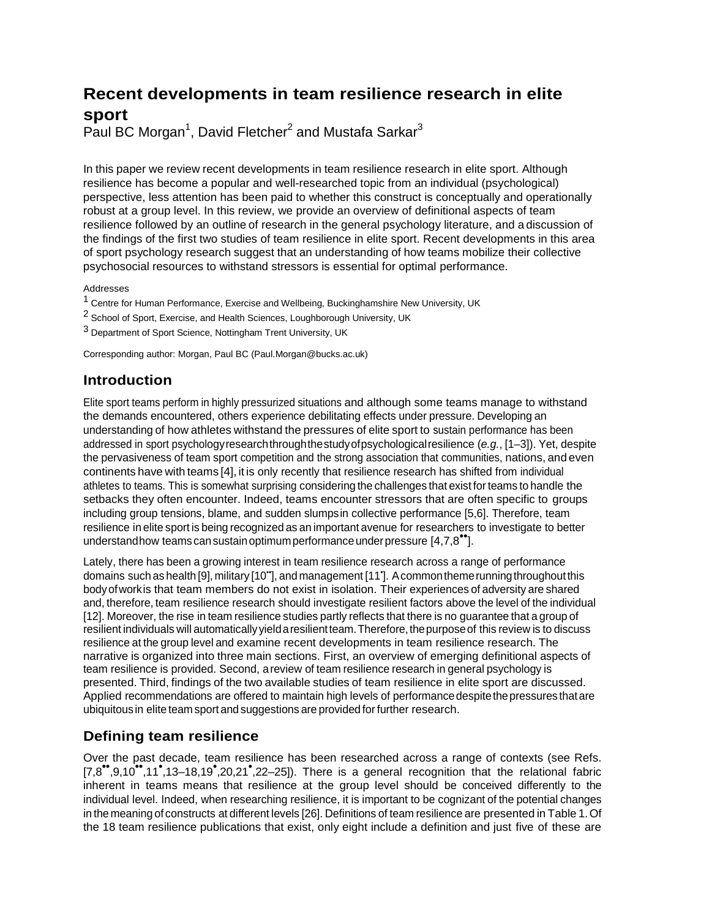# Recent developments in team resilience research in elite sport

Paul BC Morgan[1], David Fletcher[2] and Mustafa Sarkar[3]

In this paper we review recent developments in team resilience research in elite sport. Although resilience has become a popular and well-researched topic from an individual (psychological) perspective, less attention has been paid to whether this construct is conceptually and operationally robust at a group level. In this review, we provide an overview of definitional aspects of team resilience followed by an outline of research in the general psychology literature, and a discussion of the findings of the first two studies of team resilience in elite sport. Recent developments in this area of sport psychology research suggest that an understanding of how teams mobilize their collective psychosocial resources to withstand stressors is essential for optimal performance.

Addresses

[1] Centre for Human Performance, Exercise and Wellbeing, Buckinghamshire New University, UK

[2] School of Sport, Exercise, and Health Sciences, Loughborough University, UK

[3] Department of Sport Science, Nottingham Trent University, UK

Corresponding author: Morgan, Paul BC (Paul.Morgan@bucks.ac.uk)

## Introduction

Elite sport teams perform in highly pressurized situations and although some teams manage to withstand the demands encountered, others experience debilitating effects under pressure. Developing an understanding of how athletes withstand the pressures of elite sport to sustain performance has been addressed in sport psychology research through the study of psychological resilience (*e.g.*, [1–3]). Yet, despite the pervasiveness of team sport competition and the strong association that communities, nations, and even continents have with teams [4], it is only recently that resilience research has shifted from individual athletes to teams. This is somewhat surprising considering the challenges that exist for teams to handle the setbacks they often encounter. Indeed, teams encounter stressors that are often specific to groups including group tensions, blame, and sudden slumps in collective performance [5,6]. Therefore, team resilience in elite sport is being recognized as an important avenue for researchers to investigate to better understand how teams can sustain optimum performance under pressure [4,7,8••].

Lately, there has been a growing interest in team resilience research across a range of performance domains such as health [9], military [10••], and management [11•]. A common theme running throughout this body of work is that team members do not exist in isolation. Their experiences of adversity are shared and, therefore, team resilience research should investigate resilient factors above the level of the individual [12]. Moreover, the rise in team resilience studies partly reflects that there is no guarantee that a group of resilient individuals will automatically yield a resilient team. Therefore, the purpose of this review is to discuss resilience at the group level and examine recent developments in team resilience research. The narrative is organized into three main sections. First, an overview of emerging definitional aspects of team resilience is provided. Second, a review of team resilience research in general psychology is presented. Third, findings of the two available studies of team resilience in elite sport are discussed. Applied recommendations are offered to maintain high levels of performance despite the pressures that are ubiquitous in elite team sport and suggestions are provided for further research.

## Defining team resilience

Over the past decade, team resilience has been researched across a range of contexts (see Refs. [7,8••,9,10••,11•,13–18,19•,20,21•,22–25]). There is a general recognition that the relational fabric inherent in teams means that resilience at the group level should be conceived differently to the individual level. Indeed, when researching resilience, it is important to be cognizant of the potential changes in the meaning of constructs at different levels [26]. Definitions of team resilience are presented in Table 1. Of the 18 team resilience publications that exist, only eight include a definition and just five of these are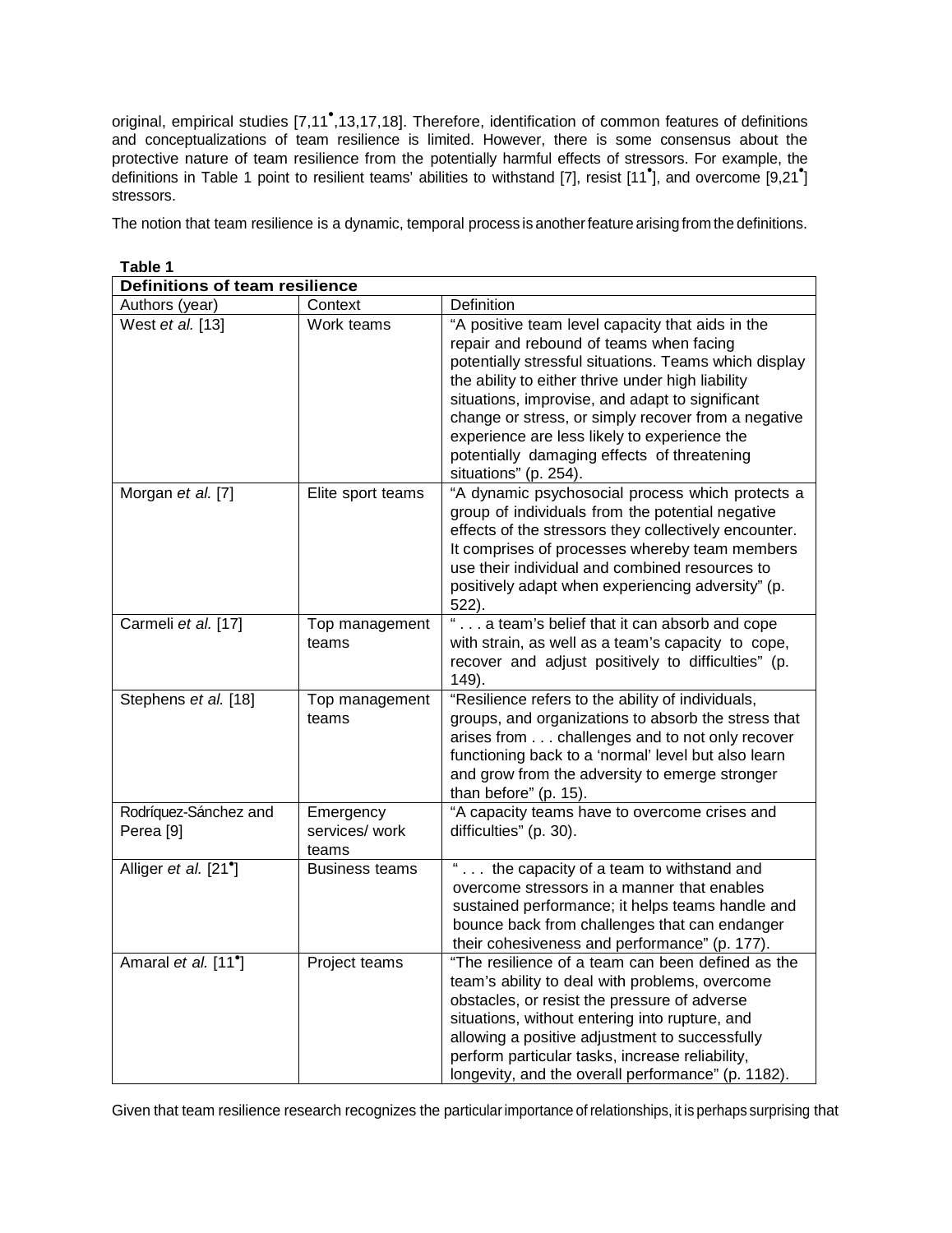original, empirical studies [7,11•,13,17,18]. Therefore, identification of common features of definitions and conceptualizations of team resilience is limited. However, there is some consensus about the protective nature of team resilience from the potentially harmful effects of stressors. For example, the definitions in Table 1 point to resilient teams' abilities to withstand [7], resist [11•], and overcome [9,21•] stressors.

The notion that team resilience is a dynamic, temporal process is another feature arising from the definitions.

**Table 1**

| **Definitions of team resilience** | | |
|---|---|---|
| Authors (year) | Context | Definition |
| West *et al.* [13] | Work teams | "A positive team level capacity that aids in the repair and rebound of teams when facing potentially stressful situations. Teams which display the ability to either thrive under high liability situations, improvise, and adapt to significant change or stress, or simply recover from a negative experience are less likely to experience the potentially damaging effects of threatening situations" (p. 254). |
| Morgan *et al.* [7] | Elite sport teams | "A dynamic psychosocial process which protects a group of individuals from the potential negative effects of the stressors they collectively encounter. It comprises of processes whereby team members use their individual and combined resources to positively adapt when experiencing adversity" (p. 522). |
| Carmeli *et al.* [17] | Top management teams | " . . . a team's belief that it can absorb and cope with strain, as well as a team's capacity to cope, recover and adjust positively to difficulties" (p. 149). |
| Stephens *et al.* [18] | Top management teams | "Resilience refers to the ability of individuals, groups, and organizations to absorb the stress that arises from . . . challenges and to not only recover functioning back to a 'normal' level but also learn and grow from the adversity to emerge stronger than before" (p. 15). |
| Rodríquez-Sánchez and Perea [9] | Emergency services/ work teams | "A capacity teams have to overcome crises and difficulties" (p. 30). |
| Alliger *et al.* [21•] | Business teams | " . . . the capacity of a team to withstand and overcome stressors in a manner that enables sustained performance; it helps teams handle and bounce back from challenges that can endanger their cohesiveness and performance" (p. 177). |
| Amaral *et al.* [11•] | Project teams | "The resilience of a team can been defined as the team's ability to deal with problems, overcome obstacles, or resist the pressure of adverse situations, without entering into rupture, and allowing a positive adjustment to successfully perform particular tasks, increase reliability, longevity, and the overall performance" (p. 1182). |

Given that team resilience research recognizes the particular importance of relationships, it is perhaps surprising that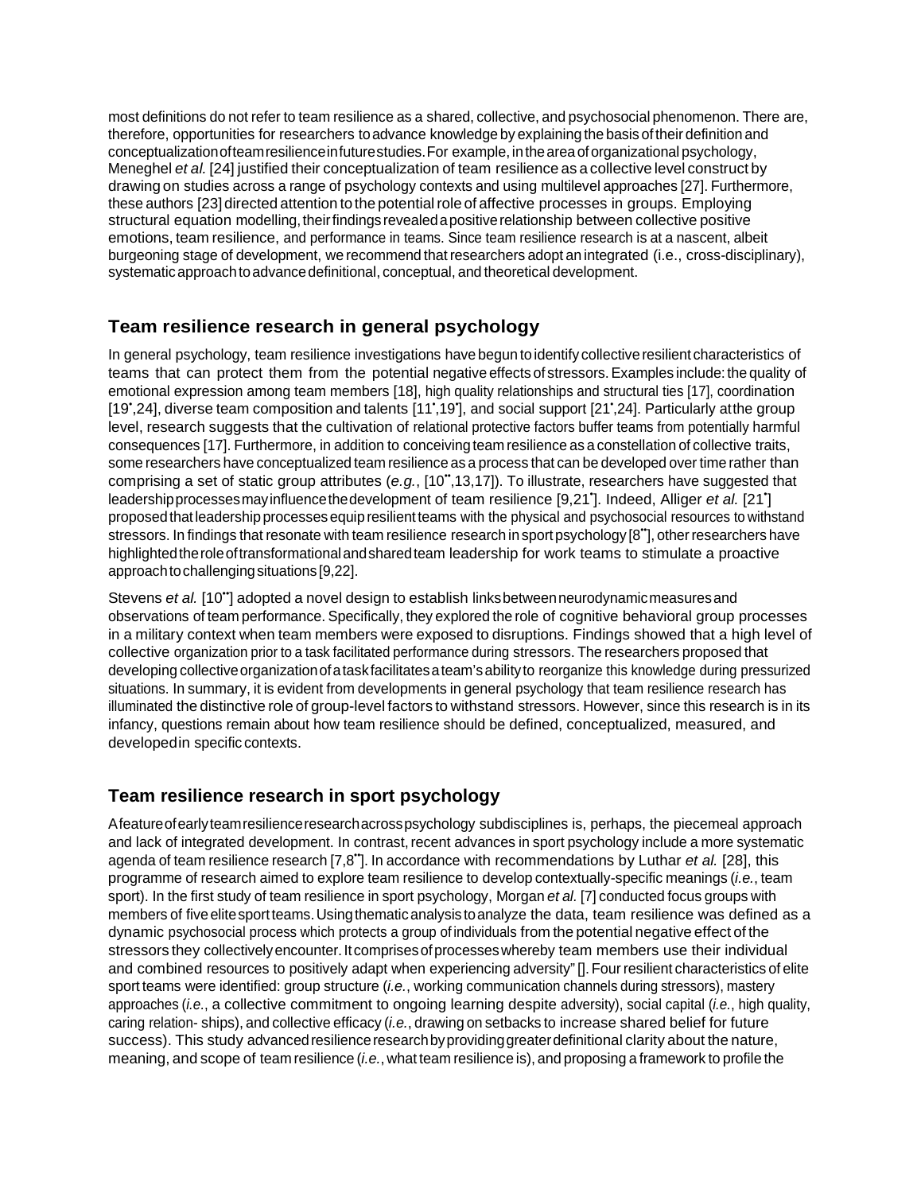most definitions do not refer to team resilience as a shared, collective, and psychosocial phenomenon. There are, therefore, opportunities for researchers to advance knowledge by explaining the basis of their definition and conceptualization of team resilience in future studies. For example, in the area of organizational psychology, Meneghel *et al.* [24] justified their conceptualization of team resilience as a collective level construct by drawing on studies across a range of psychology contexts and using multilevel approaches [27]. Furthermore, these authors [23] directed attention to the potential role of affective processes in groups. Employing structural equation modelling, their findings revealed a positive relationship between collective positive emotions, team resilience, and performance in teams. Since team resilience research is at a nascent, albeit burgeoning stage of development, we recommend that researchers adopt an integrated (i.e., cross-disciplinary), systematic approach to advance definitional, conceptual, and theoretical development.

## Team resilience research in general psychology

In general psychology, team resilience investigations have begun to identify collective resilient characteristics of teams that can protect them from the potential negative effects of stressors. Examples include: the quality of emotional expression among team members [18], high quality relationships and structural ties [17], coordination [19•,24], diverse team composition and talents [11•,19•], and social support [21•,24]. Particularly at the group level, research suggests that the cultivation of relational protective factors buffer teams from potentially harmful consequences [17]. Furthermore, in addition to conceiving team resilience as a constellation of collective traits, some researchers have conceptualized team resilience as a process that can be developed over time rather than comprising a set of static group attributes (*e.g.*, [10••,13,17]). To illustrate, researchers have suggested that leadership processes may influence the development of team resilience [9,21•]. Indeed, Alliger *et al.* [21•] proposed that leadership processes equip resilient teams with the physical and psychosocial resources to withstand stressors. In findings that resonate with team resilience research in sport psychology [8••], other researchers have highlighted the role of transformational and shared team leadership for work teams to stimulate a proactive approach to challenging situations [9,22].

Stevens *et al.* [10••] adopted a novel design to establish links between neurodynamic measures and observations of team performance. Specifically, they explored the role of cognitive behavioral group processes in a military context when team members were exposed to disruptions. Findings showed that a high level of collective organization prior to a task facilitated performance during stressors. The researchers proposed that developing collective organization of a task facilitates a team's ability to reorganize this knowledge during pressurized situations. In summary, it is evident from developments in general psychology that team resilience research has illuminated the distinctive role of group-level factors to withstand stressors. However, since this research is in its infancy, questions remain about how team resilience should be defined, conceptualized, measured, and developed in specific contexts.

## Team resilience research in sport psychology

A feature of early team resilience research across psychology subdisciplines is, perhaps, the piecemeal approach and lack of integrated development. In contrast, recent advances in sport psychology include a more systematic agenda of team resilience research [7,8••]. In accordance with recommendations by Luthar *et al.* [28], this programme of research aimed to explore team resilience to develop contextually-specific meanings (*i.e.*, team sport). In the first study of team resilience in sport psychology, Morgan *et al.* [7] conducted focus groups with members of five elite sport teams. Using thematic analysis to analyze the data, team resilience was defined as a dynamic psychosocial process which protects a group of individuals from the potential negative effect of the stressors they collectively encounter. It comprises of processes whereby team members use their individual and combined resources to positively adapt when experiencing adversity" []. Four resilient characteristics of elite sport teams were identified: group structure (*i.e.*, working communication channels during stressors), mastery approaches (*i.e.*, a collective commitment to ongoing learning despite adversity), social capital (*i.e.*, high quality, caring relation- ships), and collective efficacy (*i.e.*, drawing on setbacks to increase shared belief for future success). This study advanced resilience research by providing greater definitional clarity about the nature, meaning, and scope of team resilience (*i.e.*, what team resilience is), and proposing a framework to profile the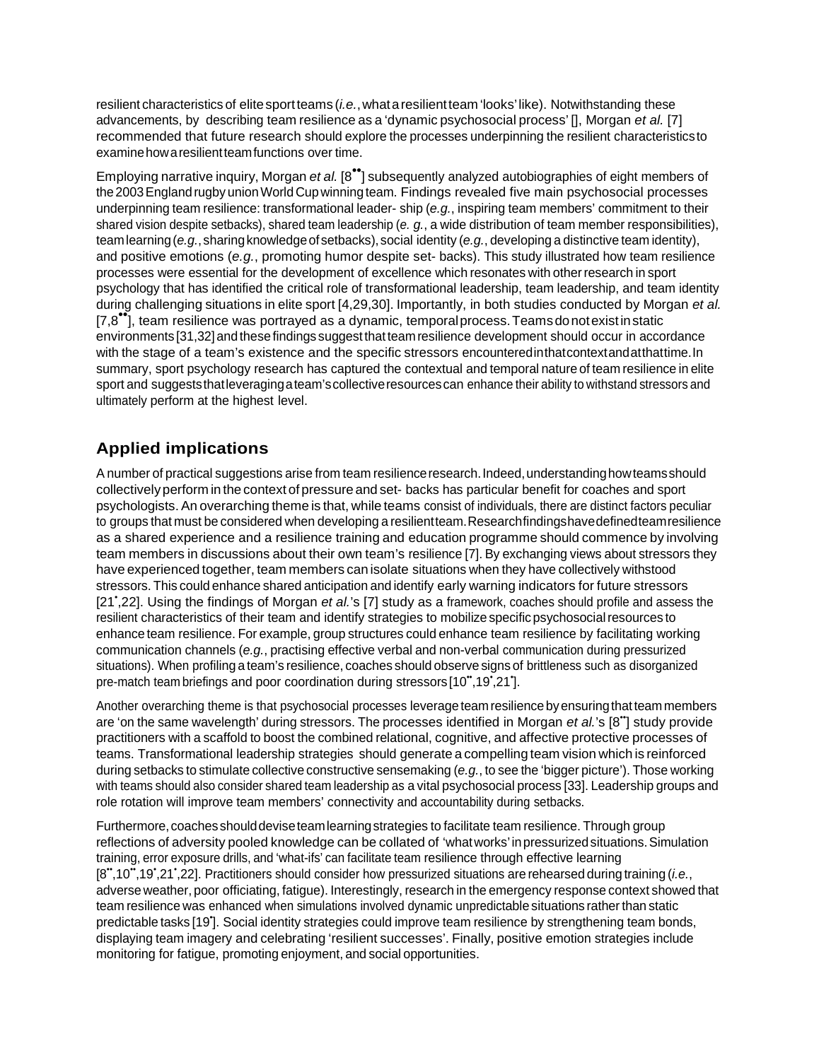resilient characteristics of elite sport teams (*i.e.*, what a resilient team 'looks' like). Notwithstanding these advancements, by describing team resilience as a 'dynamic psychosocial process' [], Morgan *et al.* [7] recommended that future research should explore the processes underpinning the resilient characteristics to examine how a resilient team functions over time.

Employing narrative inquiry, Morgan *et al.* [8••] subsequently analyzed autobiographies of eight members of the 2003 England rugby union World Cup winning team. Findings revealed five main psychosocial processes underpinning team resilience: transformational leader- ship (*e.g.*, inspiring team members' commitment to their shared vision despite setbacks), shared team leadership (*e. g.*, a wide distribution of team member responsibilities), team learning (*e.g.*, sharing knowledge of setbacks), social identity (*e.g.*, developing a distinctive team identity), and positive emotions (*e.g.*, promoting humor despite set- backs). This study illustrated how team resilience processes were essential for the development of excellence which resonates with other research in sport psychology that has identified the critical role of transformational leadership, team leadership, and team identity during challenging situations in elite sport [4,29,30]. Importantly, in both studies conducted by Morgan *et al.* [7,8••], team resilience was portrayed as a dynamic, temporal process. Teams do not exist in static environments [31,32] and these findings suggest that team resilience development should occur in accordance with the stage of a team's existence and the specific stressors encountered in that context and at that time. In summary, sport psychology research has captured the contextual and temporal nature of team resilience in elite sport and suggests that leveraging a team's collective resources can enhance their ability to withstand stressors and ultimately perform at the highest level.

## Applied implications

A number of practical suggestions arise from team resilience research. Indeed, understanding how teams should collectively perform in the context of pressure and set- backs has particular benefit for coaches and sport psychologists. An overarching theme is that, while teams consist of individuals, there are distinct factors peculiar to groups that must be considered when developing a resilient team. Research findings have defined team resilience as a shared experience and a resilience training and education programme should commence by involving team members in discussions about their own team's resilience [7]. By exchanging views about stressors they have experienced together, team members can isolate situations when they have collectively withstood stressors. This could enhance shared anticipation and identify early warning indicators for future stressors [21•,22]. Using the findings of Morgan *et al.*'s [7] study as a framework, coaches should profile and assess the resilient characteristics of their team and identify strategies to mobilize specific psychosocial resources to enhance team resilience. For example, group structures could enhance team resilience by facilitating working communication channels (*e.g.*, practising effective verbal and non-verbal communication during pressurized situations). When profiling a team's resilience, coaches should observe signs of brittleness such as disorganized pre-match team briefings and poor coordination during stressors [10••,19•,21•].

Another overarching theme is that psychosocial processes leverage team resilience by ensuring that team members are 'on the same wavelength' during stressors. The processes identified in Morgan *et al.*'s [8••] study provide practitioners with a scaffold to boost the combined relational, cognitive, and affective protective processes of teams. Transformational leadership strategies should generate a compelling team vision which is reinforced during setbacks to stimulate collective constructive sensemaking (*e.g.*, to see the 'bigger picture'). Those working with teams should also consider shared team leadership as a vital psychosocial process [33]. Leadership groups and role rotation will improve team members' connectivity and accountability during setbacks.

Furthermore, coaches should devise team learning strategies to facilitate team resilience. Through group reflections of adversity pooled knowledge can be collated of 'what works' in pressurized situations. Simulation training, error exposure drills, and 'what-ifs' can facilitate team resilience through effective learning [8••,10••,19•,21•,22]. Practitioners should consider how pressurized situations are rehearsed during training (*i.e.*, adverse weather, poor officiating, fatigue). Interestingly, research in the emergency response context showed that team resilience was enhanced when simulations involved dynamic unpredictable situations rather than static predictable tasks [19•]. Social identity strategies could improve team resilience by strengthening team bonds, displaying team imagery and celebrating 'resilient successes'. Finally, positive emotion strategies include monitoring for fatigue, promoting enjoyment, and social opportunities.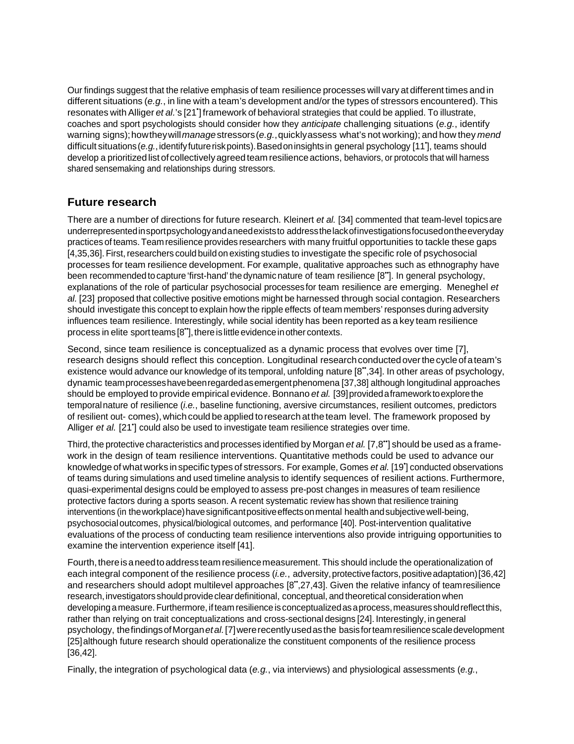Our findings suggest that the relative emphasis of team resilience processes will vary at different times and in different situations (*e.g.*, in line with a team's development and/or the types of stressors encountered). This resonates with Alliger *et al.*'s [21*] framework of behavioral strategies that could be applied. To illustrate, coaches and sport psychologists should consider how they *anticipate* challenging situations (*e.g.*, identify warning signs); how they will *manage* stressors (*e.g.*, quickly assess what's not working); and how they *mend* difficult situations (*e.g.*, identify future risk points). Based on insights in general psychology [11*], teams should develop a prioritized list of collectively agreed team resilience actions, behaviors, or protocols that will harness shared sensemaking and relationships during stressors.

## Future research

There are a number of directions for future research. Kleinert *et al.* [34] commented that team-level topics are underrepresented in sport psychology and a need exists to address the lack of investigations focused on the everyday practices of teams. Team resilience provides researchers with many fruitful opportunities to tackle these gaps [4,35,36]. First, researchers could build on existing studies to investigate the specific role of psychosocial processes for team resilience development. For example, qualitative approaches such as ethnography have been recommended to capture 'first-hand' the dynamic nature of team resilience [8**]. In general psychology, explanations of the role of particular psychosocial processes for team resilience are emerging. Meneghel *et al.* [23] proposed that collective positive emotions might be harnessed through social contagion. Researchers should investigate this concept to explain how the ripple effects of team members' responses during adversity influences team resilience. Interestingly, while social identity has been reported as a key team resilience process in elite sport teams [8**], there is little evidence in other contexts.

Second, since team resilience is conceptualized as a dynamic process that evolves over time [7], research designs should reflect this conception. Longitudinal research conducted over the cycle of a team's existence would advance our knowledge of its temporal, unfolding nature [8**,34]. In other areas of psychology, dynamic team processes have been regarded as emergent phenomena [37,38] although longitudinal approaches should be employed to provide empirical evidence. Bonnano *et al.* [39] provided a framework to explore the temporal nature of resilience (*i.e.*, baseline functioning, aversive circumstances, resilient outcomes, predictors of resilient out- comes), which could be applied to research at the team level. The framework proposed by Alliger *et al.* [21*] could also be used to investigate team resilience strategies over time.

Third, the protective characteristics and processes identified by Morgan *et al.* [7,8**] should be used as a framework in the design of team resilience interventions. Quantitative methods could be used to advance our knowledge of what works in specific types of stressors. For example, Gomes *et al.* [19*] conducted observations of teams during simulations and used timeline analysis to identify sequences of resilient actions. Furthermore, quasi-experimental designs could be employed to assess pre-post changes in measures of team resilience protective factors during a sports season. A recent systematic review has shown that resilience training interventions (in the workplace) have significant positive effects on mental health and subjective well-being, psychosocial outcomes, physical/biological outcomes, and performance [40]. Post-intervention qualitative evaluations of the process of conducting team resilience interventions also provide intriguing opportunities to examine the intervention experience itself [41].

Fourth, there is a need to address team resilience measurement. This should include the operationalization of each integral component of the resilience process (*i.e.*, adversity, protective factors, positive adaptation) [36,42] and researchers should adopt multilevel approaches [8**,27,43]. Given the relative infancy of team resilience research, investigators should provide clear definitional, conceptual, and theoretical consideration when developing a measure. Furthermore, if team resilience is conceptualized as a process, measures should reflect this, rather than relying on trait conceptualizations and cross-sectional designs [24]. Interestingly, in general psychology, the findings of Morgan *et al.* [7] were recently used as the basis for team resilience scale development [25] although future research should operationalize the constituent components of the resilience process [36,42].

Finally, the integration of psychological data (*e.g.*, via interviews) and physiological assessments (*e.g.*,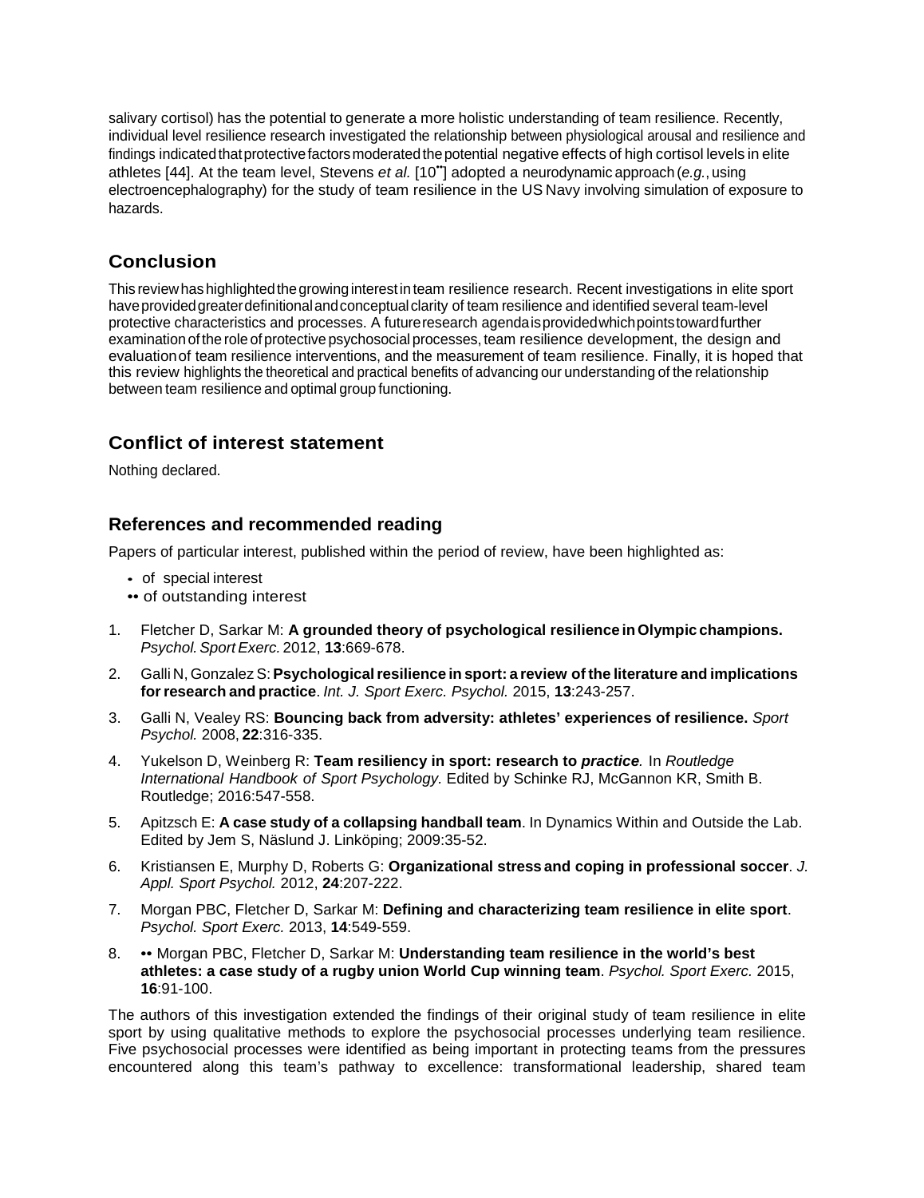salivary cortisol) has the potential to generate a more holistic understanding of team resilience. Recently, individual level resilience research investigated the relationship between physiological arousal and resilience and findings indicated that protective factors moderated the potential negative effects of high cortisol levels in elite athletes [44]. At the team level, Stevens *et al.* [10••] adopted a neurodynamic approach (*e.g.*, using electroencephalography) for the study of team resilience in the US Navy involving simulation of exposure to hazards.

## Conclusion

This review has highlighted the growing interest in team resilience research. Recent investigations in elite sport have provided greater definitional and conceptual clarity of team resilience and identified several team-level protective characteristics and processes. A future research agenda is provided which points toward further examination of the role of protective psychosocial processes, team resilience development, the design and evaluation of team resilience interventions, and the measurement of team resilience. Finally, it is hoped that this review highlights the theoretical and practical benefits of advancing our understanding of the relationship between team resilience and optimal group functioning.

## Conflict of interest statement

Nothing declared.

## References and recommended reading

Papers of particular interest, published within the period of review, have been highlighted as:

- • of special interest
- •• of outstanding interest

1. Fletcher D, Sarkar M: **A grounded theory of psychological resilience in Olympic champions.** *Psychol. Sport Exerc.* 2012, **13**:669-678.
2. Galli N, Gonzalez S: **Psychological resilience in sport: a review of the literature and implications for research and practice**. *Int. J. Sport Exerc. Psychol.* 2015, **13**:243-257.
3. Galli N, Vealey RS: **Bouncing back from adversity: athletes' experiences of resilience.** *Sport Psychol.* 2008, **22**:316-335.
4. Yukelson D, Weinberg R: **Team resiliency in sport: research to *practice*.** In *Routledge International Handbook of Sport Psychology.* Edited by Schinke RJ, McGannon KR, Smith B. Routledge; 2016:547-558.
5. Apitzsch E: **A case study of a collapsing handball team**. In Dynamics Within and Outside the Lab. Edited by Jem S, Näslund J. Linköping; 2009:35-52.
6. Kristiansen E, Murphy D, Roberts G: **Organizational stress and coping in professional soccer**. *J. Appl. Sport Psychol.* 2012, **24**:207-222.
7. Morgan PBC, Fletcher D, Sarkar M: **Defining and characterizing team resilience in elite sport**. *Psychol. Sport Exerc.* 2013, **14**:549-559.
8. •• Morgan PBC, Fletcher D, Sarkar M: **Understanding team resilience in the world's best athletes: a case study of a rugby union World Cup winning team**. *Psychol. Sport Exerc.* 2015, **16**:91-100.

The authors of this investigation extended the findings of their original study of team resilience in elite sport by using qualitative methods to explore the psychosocial processes underlying team resilience. Five psychosocial processes were identified as being important in protecting teams from the pressures encountered along this team's pathway to excellence: transformational leadership, shared team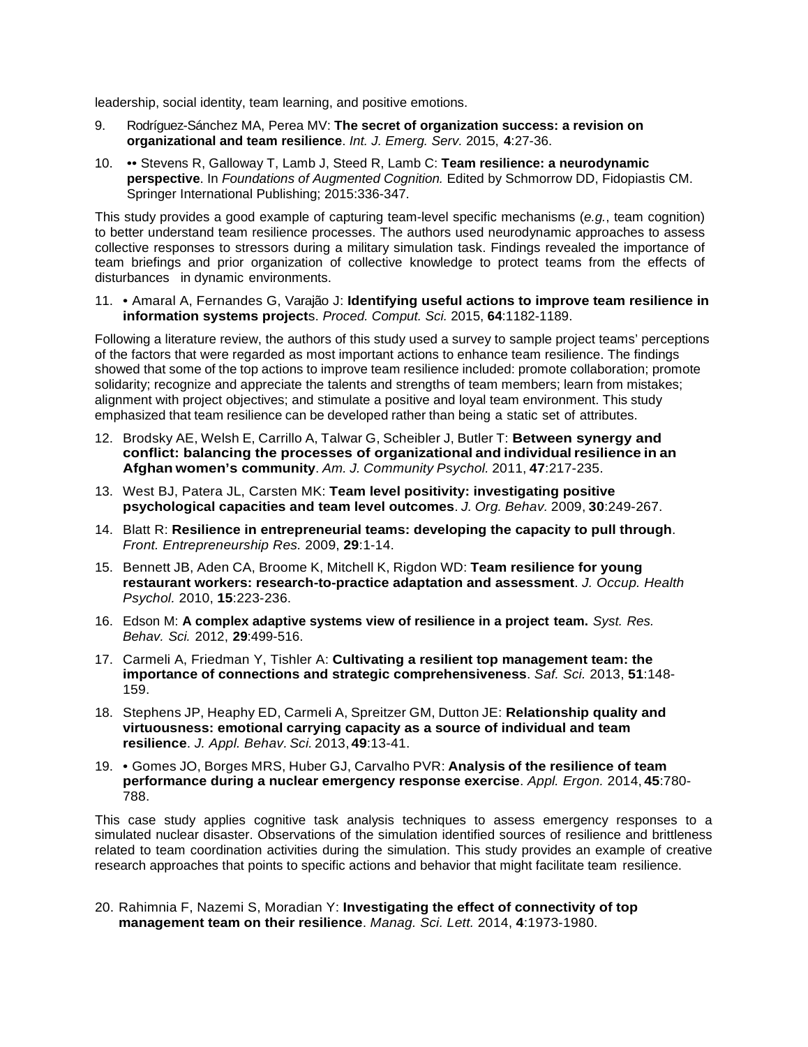leadership, social identity, team learning, and positive emotions.

9. Rodríguez-Sánchez MA, Perea MV: **The secret of organization success: a revision on organizational and team resilience**. *Int. J. Emerg. Serv.* 2015, **4**:27-36.

10. •• Stevens R, Galloway T, Lamb J, Steed R, Lamb C: **Team resilience: a neurodynamic perspective**. In *Foundations of Augmented Cognition.* Edited by Schmorrow DD, Fidopiastis CM. Springer International Publishing; 2015:336-347.

This study provides a good example of capturing team-level specific mechanisms (*e.g.*, team cognition) to better understand team resilience processes. The authors used neurodynamic approaches to assess collective responses to stressors during a military simulation task. Findings revealed the importance of team briefings and prior organization of collective knowledge to protect teams from the effects of disturbances in dynamic environments.

11. • Amaral A, Fernandes G, Varajão J: **Identifying useful actions to improve team resilience in information systems project**s. *Proced. Comput. Sci.* 2015, **64**:1182-1189.

Following a literature review, the authors of this study used a survey to sample project teams' perceptions of the factors that were regarded as most important actions to enhance team resilience. The findings showed that some of the top actions to improve team resilience included: promote collaboration; promote solidarity; recognize and appreciate the talents and strengths of team members; learn from mistakes; alignment with project objectives; and stimulate a positive and loyal team environment. This study emphasized that team resilience can be developed rather than being a static set of attributes.

12. Brodsky AE, Welsh E, Carrillo A, Talwar G, Scheibler J, Butler T: **Between synergy and conflict: balancing the processes of organizational and individual resilience in an Afghan women's community**. *Am. J. Community Psychol.* 2011, **47**:217-235.

13. West BJ, Patera JL, Carsten MK: **Team level positivity: investigating positive psychological capacities and team level outcomes**. *J. Org. Behav.* 2009, **30**:249-267.

14. Blatt R: **Resilience in entrepreneurial teams: developing the capacity to pull through**. *Front. Entrepreneurship Res.* 2009, **29**:1-14.

15. Bennett JB, Aden CA, Broome K, Mitchell K, Rigdon WD: **Team resilience for young restaurant workers: research-to-practice adaptation and assessment**. *J. Occup. Health Psychol.* 2010, **15**:223-236.

16. Edson M: **A complex adaptive systems view of resilience in a project team.** *Syst. Res. Behav. Sci.* 2012, **29**:499-516.

17. Carmeli A, Friedman Y, Tishler A: **Cultivating a resilient top management team: the importance of connections and strategic comprehensiveness**. *Saf. Sci.* 2013, **51**:148-159.

18. Stephens JP, Heaphy ED, Carmeli A, Spreitzer GM, Dutton JE: **Relationship quality and virtuousness: emotional carrying capacity as a source of individual and team resilience**. *J. Appl. Behav. Sci.* 2013, **49**:13-41.

19. • Gomes JO, Borges MRS, Huber GJ, Carvalho PVR: **Analysis of the resilience of team performance during a nuclear emergency response exercise**. *Appl. Ergon.* 2014, **45**:780-788.

This case study applies cognitive task analysis techniques to assess emergency responses to a simulated nuclear disaster. Observations of the simulation identified sources of resilience and brittleness related to team coordination activities during the simulation. This study provides an example of creative research approaches that points to specific actions and behavior that might facilitate team resilience.

20. Rahimnia F, Nazemi S, Moradian Y: **Investigating the effect of connectivity of top management team on their resilience**. *Manag. Sci. Lett.* 2014, **4**:1973-1980.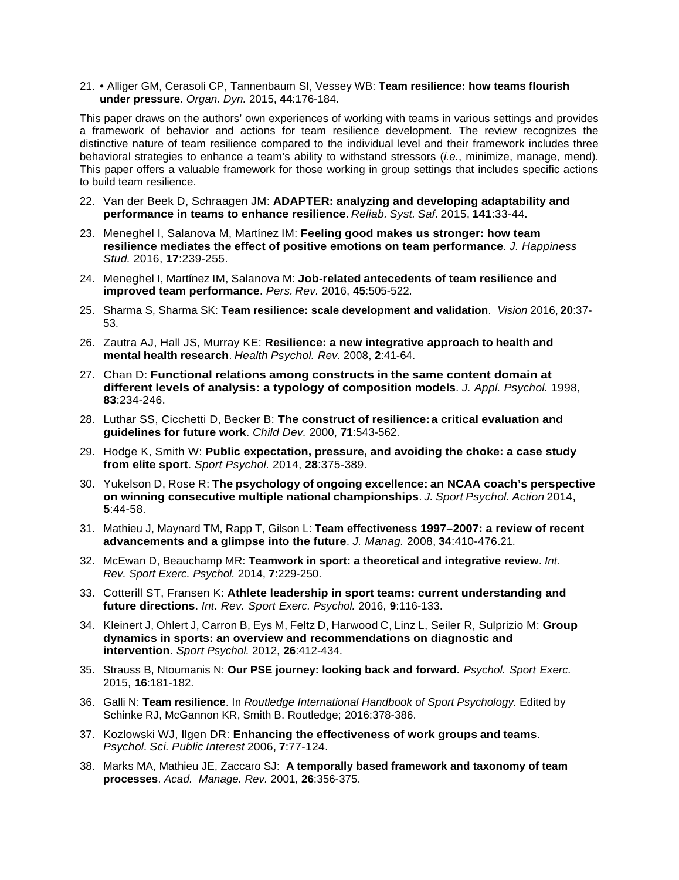21. • Alliger GM, Cerasoli CP, Tannenbaum SI, Vessey WB: **Team resilience: how teams flourish under pressure**. *Organ. Dyn.* 2015, **44**:176-184.

This paper draws on the authors' own experiences of working with teams in various settings and provides a framework of behavior and actions for team resilience development. The review recognizes the distinctive nature of team resilience compared to the individual level and their framework includes three behavioral strategies to enhance a team's ability to withstand stressors (*i.e.*, minimize, manage, mend). This paper offers a valuable framework for those working in group settings that includes specific actions to build team resilience.

22. Van der Beek D, Schraagen JM: **ADAPTER: analyzing and developing adaptability and performance in teams to enhance resilience**. *Reliab. Syst. Saf.* 2015, **141**:33-44.

23. Meneghel I, Salanova M, Martínez IM: **Feeling good makes us stronger: how team resilience mediates the effect of positive emotions on team performance**. *J. Happiness Stud.* 2016, **17**:239-255.

24. Meneghel I, Martínez IM, Salanova M: **Job-related antecedents of team resilience and improved team performance**. *Pers. Rev.* 2016, **45**:505-522.

25. Sharma S, Sharma SK: **Team resilience: scale development and validation**. *Vision* 2016, **20**:37-53.

26. Zautra AJ, Hall JS, Murray KE: **Resilience: a new integrative approach to health and mental health research**. *Health Psychol. Rev.* 2008, **2**:41-64.

27. Chan D: **Functional relations among constructs in the same content domain at different levels of analysis: a typology of composition models**. *J. Appl. Psychol.* 1998, **83**:234-246.

28. Luthar SS, Cicchetti D, Becker B: **The construct of resilience: a critical evaluation and guidelines for future work**. *Child Dev.* 2000, **71**:543-562.

29. Hodge K, Smith W: **Public expectation, pressure, and avoiding the choke: a case study from elite sport**. *Sport Psychol.* 2014, **28**:375-389.

30. Yukelson D, Rose R: **The psychology of ongoing excellence: an NCAA coach's perspective on winning consecutive multiple national championships**. *J. Sport Psychol. Action* 2014, **5**:44-58.

31. Mathieu J, Maynard TM, Rapp T, Gilson L: **Team effectiveness 1997–2007: a review of recent advancements and a glimpse into the future**. *J. Manag.* 2008, **34**:410-476.21.

32. McEwan D, Beauchamp MR: **Teamwork in sport: a theoretical and integrative review**. *Int. Rev. Sport Exerc. Psychol.* 2014, **7**:229-250.

33. Cotterill ST, Fransen K: **Athlete leadership in sport teams: current understanding and future directions**. *Int. Rev. Sport Exerc. Psychol.* 2016, **9**:116-133.

34. Kleinert J, Ohlert J, Carron B, Eys M, Feltz D, Harwood C, Linz L, Seiler R, Sulprizio M: **Group dynamics in sports: an overview and recommendations on diagnostic and intervention**. *Sport Psychol.* 2012, **26**:412-434.

35. Strauss B, Ntoumanis N: **Our PSE journey: looking back and forward**. *Psychol. Sport Exerc.* 2015, **16**:181-182.

36. Galli N: **Team resilience**. In *Routledge International Handbook of Sport Psychology.* Edited by Schinke RJ, McGannon KR, Smith B. Routledge; 2016:378-386.

37. Kozlowski WJ, Ilgen DR: **Enhancing the effectiveness of work groups and teams**. *Psychol. Sci. Public Interest* 2006, **7**:77-124.

38. Marks MA, Mathieu JE, Zaccaro SJ: **A temporally based framework and taxonomy of team processes**. *Acad. Manage. Rev.* 2001, **26**:356-375.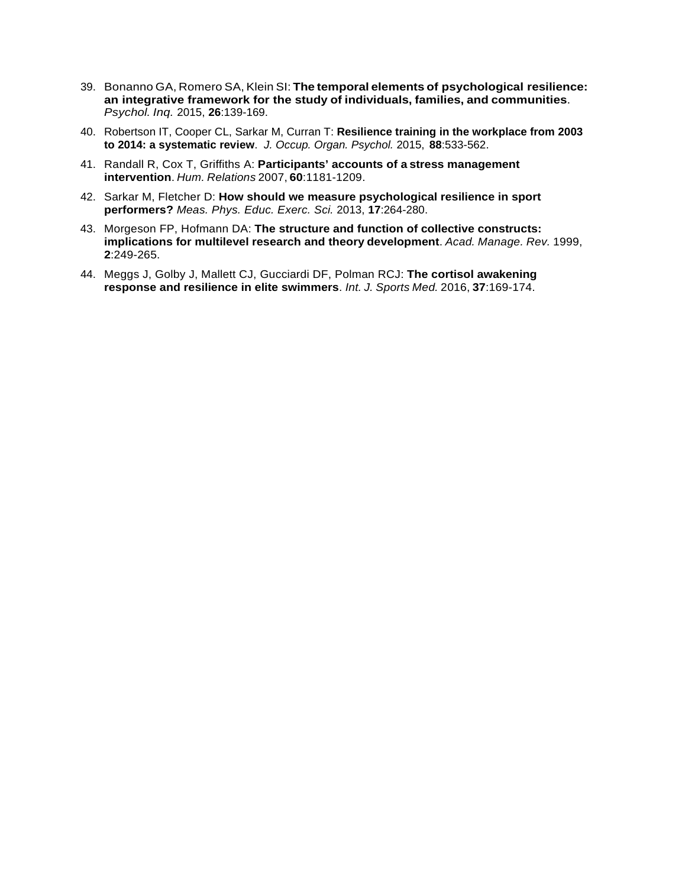39. Bonanno GA, Romero SA, Klein SI: **The temporal elements of psychological resilience: an integrative framework for the study of individuals, families, and communities**. *Psychol. Inq.* 2015, **26**:139-169.

40. Robertson IT, Cooper CL, Sarkar M, Curran T: **Resilience training in the workplace from 2003 to 2014: a systematic review**. *J. Occup. Organ. Psychol.* 2015, **88**:533-562.

41. Randall R, Cox T, Griffiths A: **Participants' accounts of a stress management intervention**. *Hum. Relations* 2007, **60**:1181-1209.

42. Sarkar M, Fletcher D: **How should we measure psychological resilience in sport performers?** *Meas. Phys. Educ. Exerc. Sci.* 2013, **17**:264-280.

43. Morgeson FP, Hofmann DA: **The structure and function of collective constructs: implications for multilevel research and theory development**. *Acad. Manage. Rev.* 1999, **2**:249-265.

44. Meggs J, Golby J, Mallett CJ, Gucciardi DF, Polman RCJ: **The cortisol awakening response and resilience in elite swimmers**. *Int. J. Sports Med.* 2016, **37**:169-174.